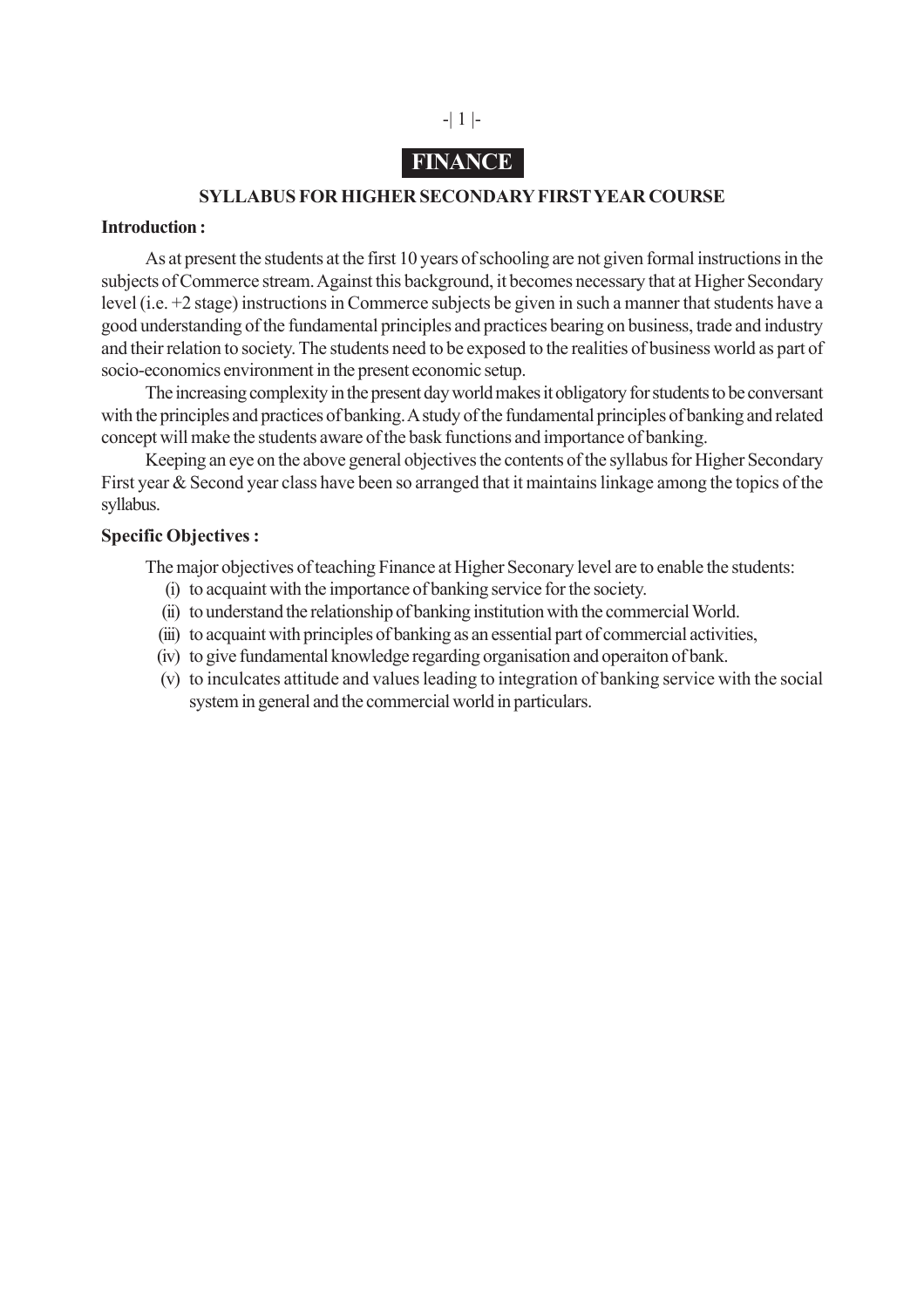# FINANCE

## SYLLABUS FOR HIGHER SECONDARY FIRST YEAR COURSE

**Introduction :**

As at present the students at the first 10 years of schooling are not given formal instructions in the subjects of Commerce stream. Against this background, it becomes necessary that at Higher Secondary level (i.e. +2 stage) instructions in Commerce subjects be given in such a manner that students have a good understanding of the fundamental principles and practices bearing on business, trade and industry and their relation to society. The students need to be exposed to the realities of business world as part of socio-economics environment in the present economic setup.

The increasing complexity in the present day world makes it obligatory for students to be conversant with the principles and practices of banking. A study of the fundamental principles of banking and related concept will make the students aware of the bask functions and importance of banking.

Keeping an eye on the above general objectives the contents of the syllabus for Higher Secondary First year & Second year class have been so arranged that it maintains linkage among the topics of the syllabus.

**Specific Objectives :**

The major objectives of teaching Finance at Higher Seconary level are to enable the students:

(i) to acquaint with the importance of banking service for the society.

(ii) to understand the relationship of banking institution with the commercial World.

(iii) to acquaint with principles of banking as an essential part of commercial activities,

(iv) to give fundamental knowledge regarding organisation and operaiton of bank.

(v) to inculcates attitude and values leading to integration of banking service with the social system in general and the commercial world in particulars.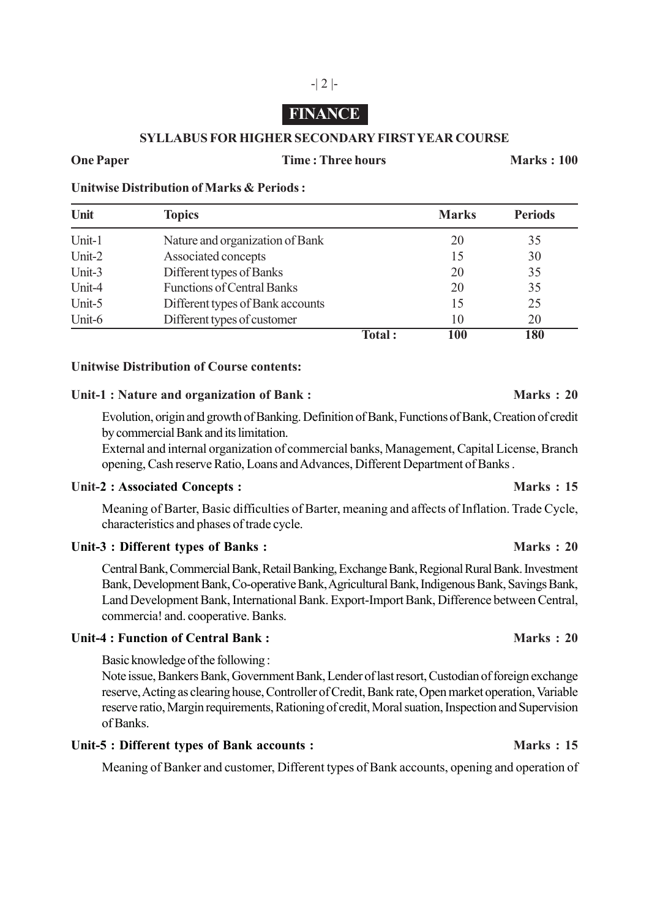# FINANCE

## SYLLABUS FOR HIGHER SECONDARY FIRST YEAR COURSE

**One Paper** **Time : Three hours** **Marks : 100**

**Unitwise Distribution of Marks & Periods :**

| Unit | Topics | Marks | Periods |
|---|---|---|---|
| Unit-1 | Nature and organization of Bank | 20 | 35 |
| Unit-2 | Associated concepts | 15 | 30 |
| Unit-3 | Different types of Banks | 20 | 35 |
| Unit-4 | Functions of Central Banks | 20 | 35 |
| Unit-5 | Different types of Bank accounts | 15 | 25 |
| Unit-6 | Different types of customer | 10 | 20 |
| | **Total :** | **100** | **180** |

**Unitwise Distribution of Course contents:**

**Unit-1 : Nature and organization of Bank :** **Marks : 20**

Evolution, origin and growth of Banking. Definition of Bank, Functions of Bank, Creation of credit by commercial Bank and its limitation.
External and internal organization of commercial banks, Management, Capital License, Branch opening, Cash reserve Ratio, Loans and Advances, Different Department of Banks .

**Unit-2 : Associated Concepts :** **Marks : 15**

Meaning of Barter, Basic difficulties of Barter, meaning and affects of Inflation. Trade Cycle, characteristics and phases of trade cycle.

**Unit-3 : Different types of Banks :** **Marks : 20**

Central Bank, Commercial Bank, Retail Banking, Exchange Bank, Regional Rural Bank. Investment Bank, Development Bank, Co-operative Bank, Agricultural Bank, Indigenous Bank, Savings Bank, Land Development Bank, International Bank. Export-Import Bank, Difference between Central, commercia! and. cooperative. Banks.

**Unit-4 : Function of Central Bank :** **Marks : 20**

Basic knowledge of the following :
Note issue, Bankers Bank, Government Bank, Lender of last resort, Custodian of foreign exchange reserve, Acting as clearing house, Controller of Credit, Bank rate, Open market operation, Variable reserve ratio, Margin requirements, Rationing of credit, Moral suation, Inspection and Supervision of Banks.

**Unit-5 : Different types of Bank accounts :** **Marks : 15**

Meaning of Banker and customer, Different types of Bank accounts, opening and operation of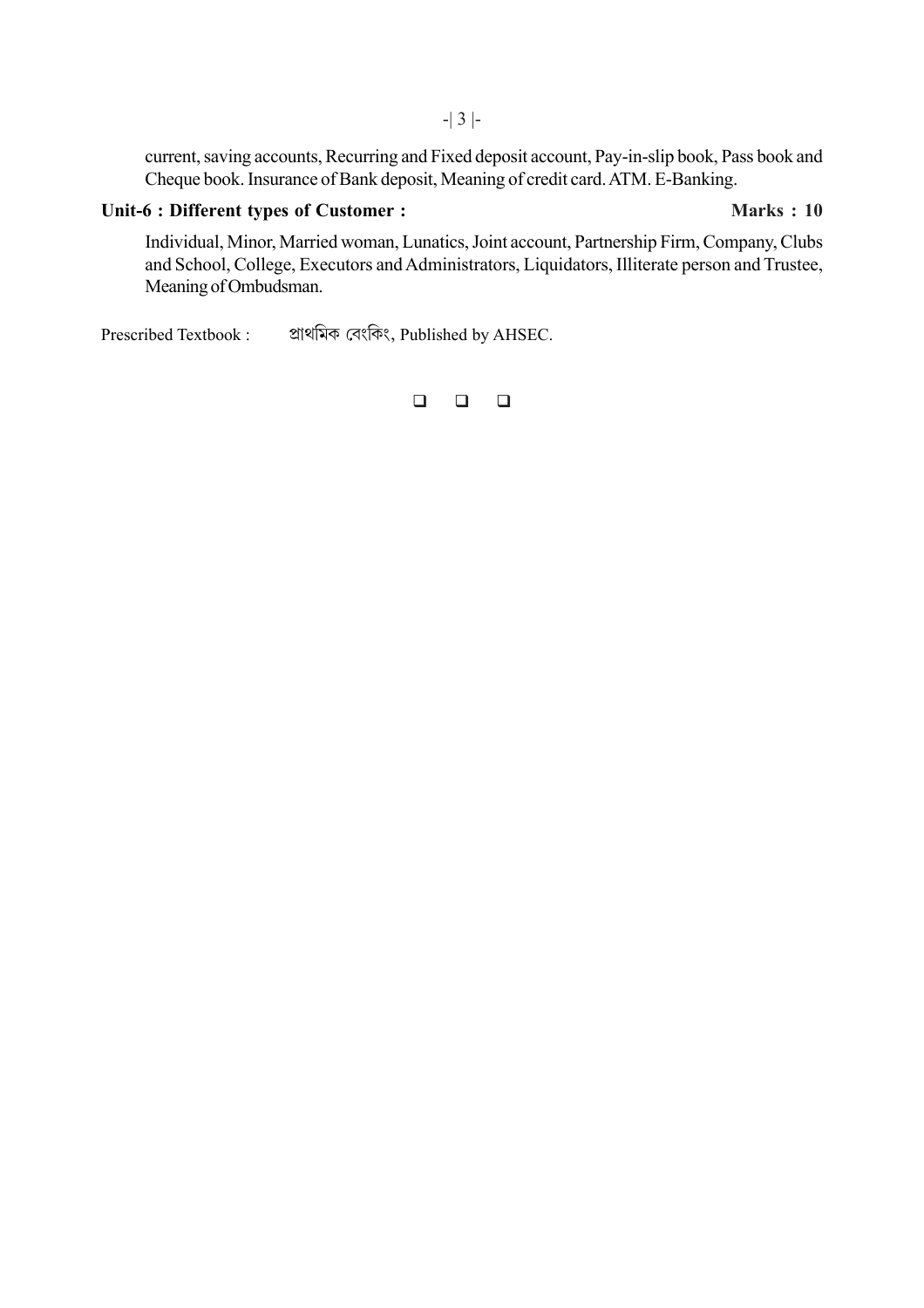current, saving accounts, Recurring and Fixed deposit account, Pay-in-slip book, Pass book and Cheque book. Insurance of Bank deposit, Meaning of credit card. ATM. E-Banking.

**Unit-6 : Different types of Customer :** **Marks : 10**

Individual, Minor, Married woman, Lunatics, Joint account, Partnership Firm, Company, Clubs and School, College, Executors and Administrators, Liquidators, Illiterate person and Trustee, Meaning of Ombudsman.

Prescribed Textbook : প্ৰাথমিক বেংকিং, Published by AHSEC.

❑ ❑ ❑